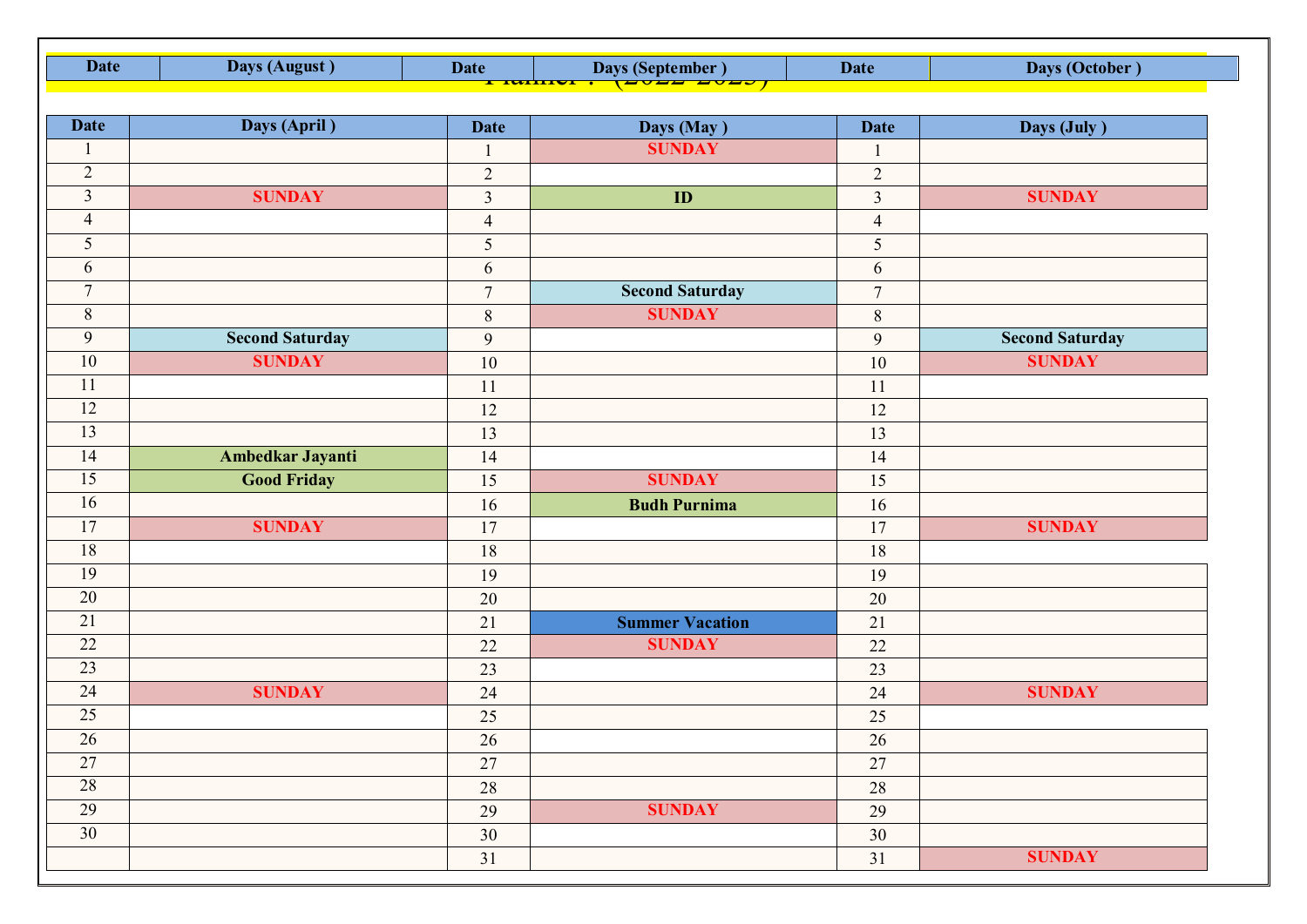| Date | Days (August ) | Date | Days (September ) | Date | Days (October ) |
|---|---|---|---|---|---|

Planner : (2022-2023)

| Date | Days (April ) | Date | Days (May ) | Date | Days (July ) |
|---|---|---|---|---|---|
| 1 | | 1 | SUNDAY | 1 | |
| 2 | | 2 | | 2 | |
| 3 | SUNDAY | 3 | ID | 3 | SUNDAY |
| 4 | | 4 | | 4 | |
| 5 | | 5 | | 5 | |
| 6 | | 6 | | 6 | |
| 7 | | 7 | Second Saturday | 7 | |
| 8 | | 8 | SUNDAY | 8 | |
| 9 | Second Saturday | 9 | | 9 | Second Saturday |
| 10 | SUNDAY | 10 | | 10 | SUNDAY |
| 11 | | 11 | | 11 | |
| 12 | | 12 | | 12 | |
| 13 | | 13 | | 13 | |
| 14 | Ambedkar Jayanti | 14 | | 14 | |
| 15 | Good Friday | 15 | SUNDAY | 15 | |
| 16 | | 16 | Budh Purnima | 16 | |
| 17 | SUNDAY | 17 | | 17 | SUNDAY |
| 18 | | 18 | | 18 | |
| 19 | | 19 | | 19 | |
| 20 | | 20 | | 20 | |
| 21 | | 21 | Summer Vacation | 21 | |
| 22 | | 22 | SUNDAY | 22 | |
| 23 | | 23 | | 23 | |
| 24 | SUNDAY | 24 | | 24 | SUNDAY |
| 25 | | 25 | | 25 | |
| 26 | | 26 | | 26 | |
| 27 | | 27 | | 27 | |
| 28 | | 28 | | 28 | |
| 29 | | 29 | SUNDAY | 29 | |
| 30 | | 30 | | 30 | |
| | | 31 | | 31 | SUNDAY |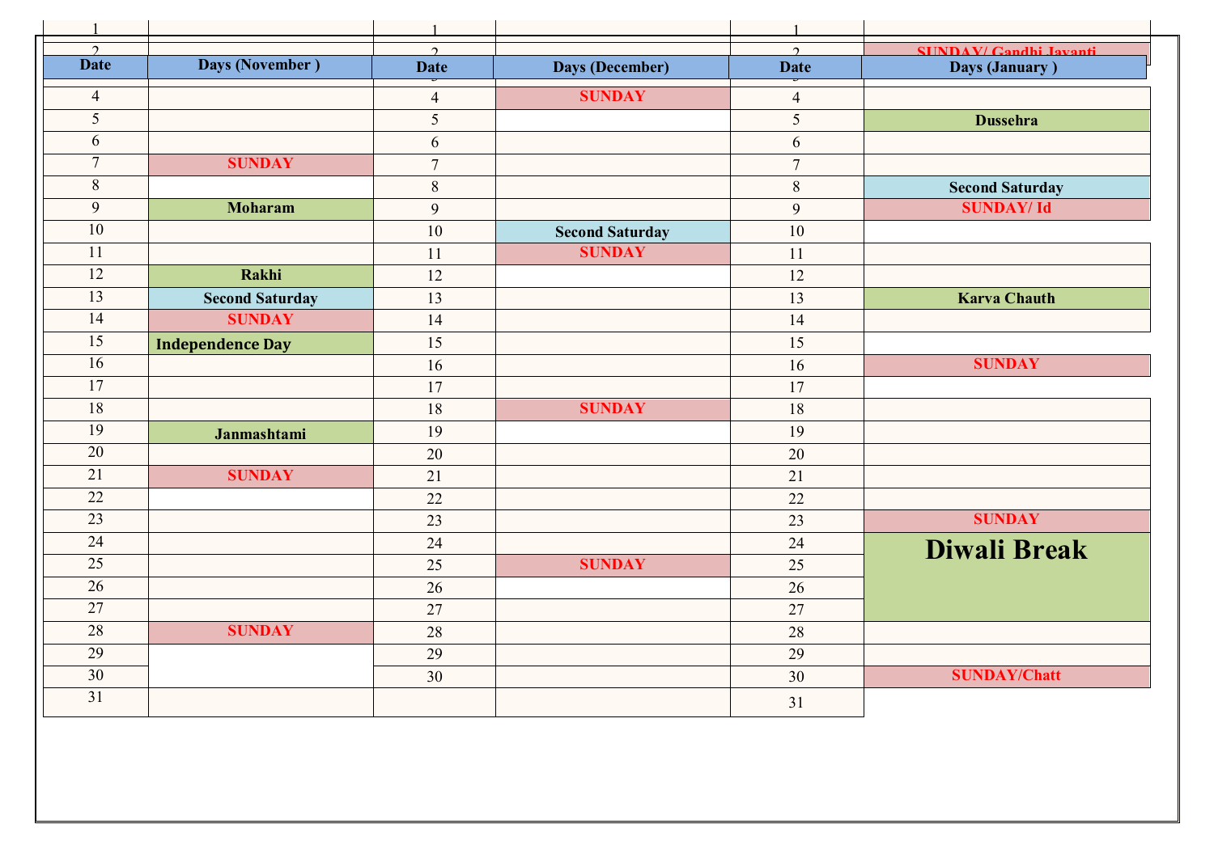| Date | Days (November ) | Date | Days (December) | Date | Days (January ) |
|---|---|---|---|---|---|
| 1 | | 1 | | 1 | |
| 2 | | 2 | | 2 | SUNDAY/ Gandhi Jayanti |
| 3 | | 3 | | 3 | |
| 4 | | 4 | SUNDAY | 4 | |
| 5 | | 5 | | 5 | Dussehra |
| 6 | | 6 | | 6 | |
| 7 | SUNDAY | 7 | | 7 | |
| 8 | | 8 | | 8 | Second Saturday |
| 9 | Moharam | 9 | | 9 | SUNDAY/ Id |
| 10 | | 10 | Second Saturday | 10 | |
| 11 | | 11 | SUNDAY | 11 | |
| 12 | Rakhi | 12 | | 12 | |
| 13 | Second Saturday | 13 | | 13 | Karva Chauth |
| 14 | SUNDAY | 14 | | 14 | |
| 15 | Independence Day | 15 | | 15 | |
| 16 | | 16 | | 16 | SUNDAY |
| 17 | | 17 | | 17 | |
| 18 | | 18 | SUNDAY | 18 | |
| 19 | Janmashtami | 19 | | 19 | |
| 20 | | 20 | | 20 | |
| 21 | SUNDAY | 21 | | 21 | |
| 22 | | 22 | | 22 | |
| 23 | | 23 | | 23 | SUNDAY |
| 24 | | 24 | | 24 | Diwali Break |
| 25 | | 25 | SUNDAY | 25 | |
| 26 | | 26 | | 26 | |
| 27 | | 27 | | 27 | |
| 28 | SUNDAY | 28 | | 28 | |
| 29 | | 29 | | 29 | |
| 30 | | 30 | | 30 | SUNDAY/Chatt |
| 31 | | | | 31 | |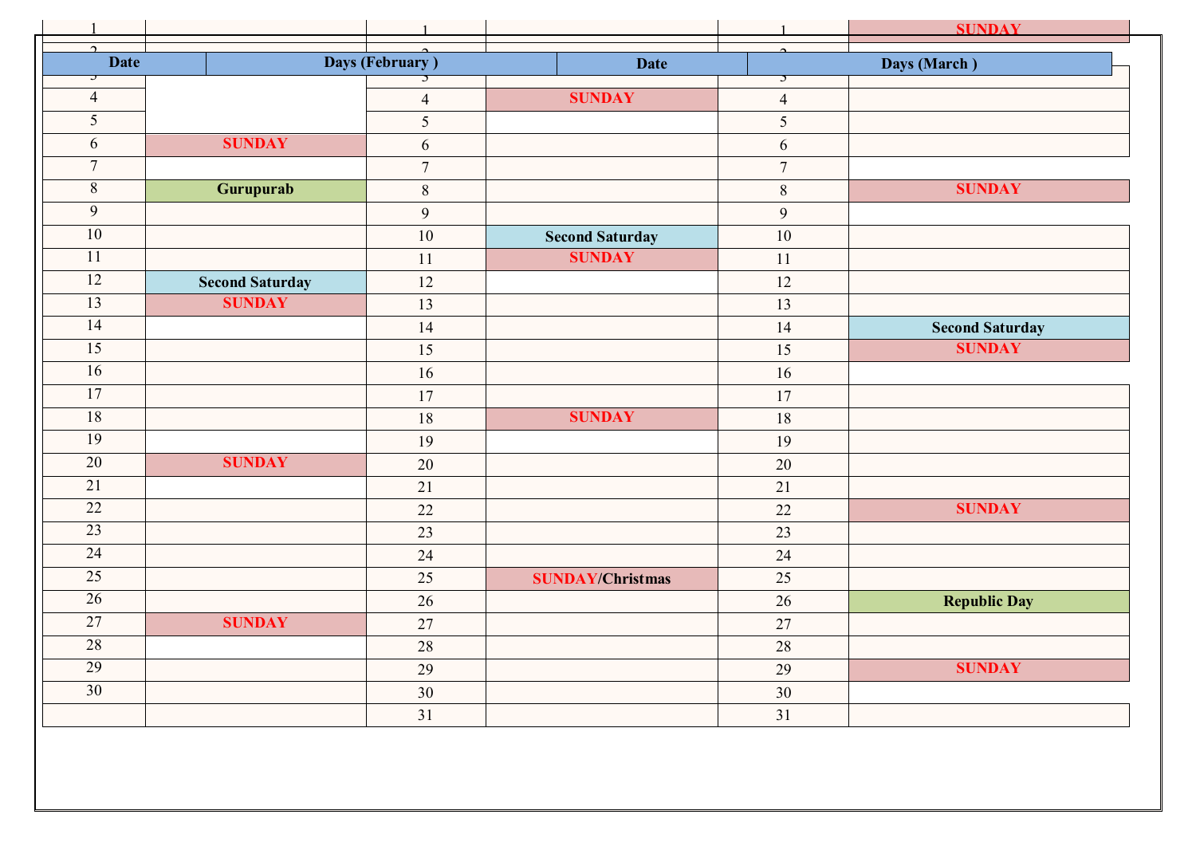| Date | Days (February ) | Date | Days (February ) | Date | Days (March ) |
|---|---|---|---|---|---|
| 1 | | 1 | | 1 | SUNDAY |
| 2 | | 2 | | 2 | |
| 3 | | 3 | | 3 | |
| 4 | | 4 | SUNDAY | 4 | |
| 5 | | 5 | | 5 | |
| 6 | SUNDAY | 6 | | 6 | |
| 7 | | 7 | | 7 | |
| 8 | Gurupurab | 8 | | 8 | SUNDAY |
| 9 | | 9 | | 9 | |
| 10 | | 10 | Second Saturday | 10 | |
| 11 | | 11 | SUNDAY | 11 | |
| 12 | Second Saturday | 12 | | 12 | |
| 13 | SUNDAY | 13 | | 13 | |
| 14 | | 14 | | 14 | Second Saturday |
| 15 | | 15 | | 15 | SUNDAY |
| 16 | | 16 | | 16 | |
| 17 | | 17 | | 17 | |
| 18 | | 18 | SUNDAY | 18 | |
| 19 | | 19 | | 19 | |
| 20 | SUNDAY | 20 | | 20 | |
| 21 | | 21 | | 21 | |
| 22 | | 22 | | 22 | SUNDAY |
| 23 | | 23 | | 23 | |
| 24 | | 24 | | 24 | |
| 25 | | 25 | SUNDAY/Christmas | 25 | |
| 26 | | 26 | | 26 | Republic Day |
| 27 | SUNDAY | 27 | | 27 | |
| 28 | | 28 | | 28 | |
| 29 | | 29 | | 29 | SUNDAY |
| 30 | | 30 | | 30 | |
| | | 31 | | 31 | |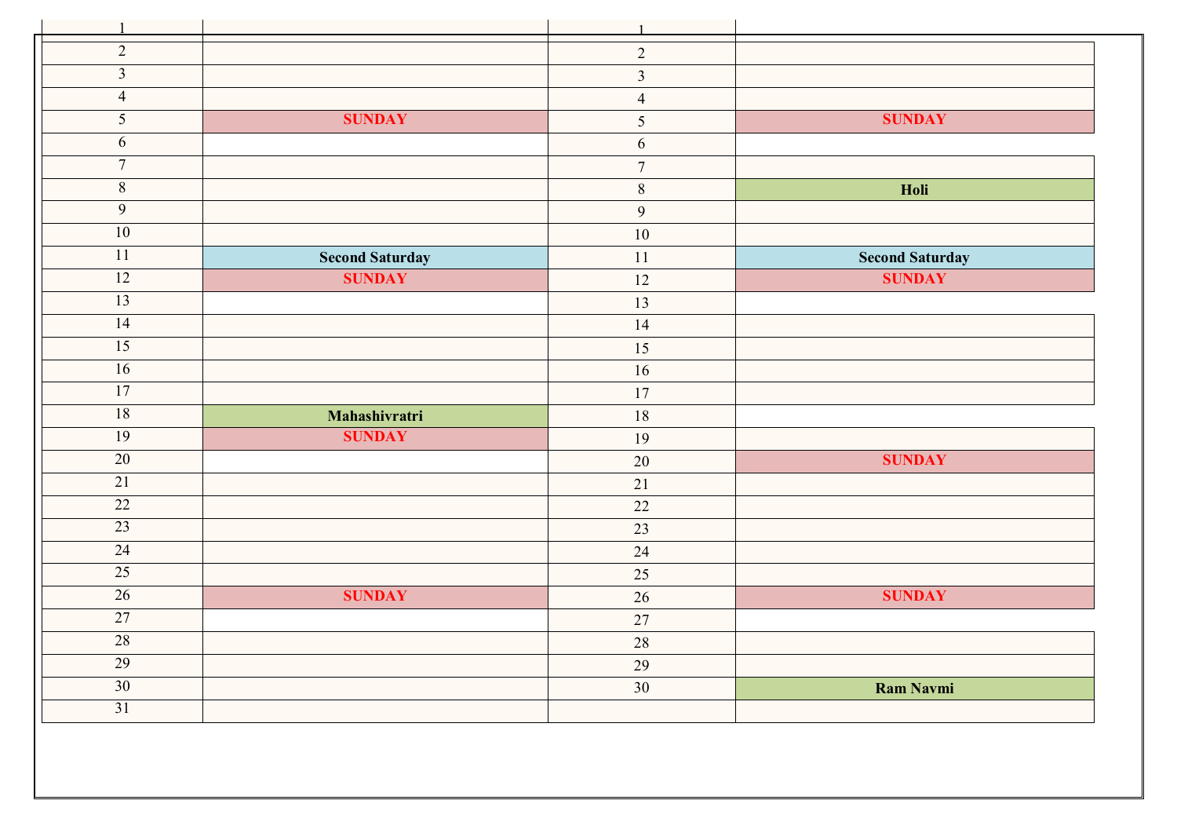| | | | |
|---|---|---|---|
| 1 | | 1 | |
| 2 | | 2 | |
| 3 | | 3 | |
| 4 | | 4 | |
| 5 | **SUNDAY** | 5 | **SUNDAY** |
| 6 | | 6 | |
| 7 | | 7 | |
| 8 | | 8 | **Holi** |
| 9 | | 9 | |
| 10 | | 10 | |
| 11 | **Second Saturday** | 11 | **Second Saturday** |
| 12 | **SUNDAY** | 12 | **SUNDAY** |
| 13 | | 13 | |
| 14 | | 14 | |
| 15 | | 15 | |
| 16 | | 16 | |
| 17 | | 17 | |
| 18 | **Mahashivratri** | 18 | |
| 19 | **SUNDAY** | 19 | |
| 20 | | 20 | **SUNDAY** |
| 21 | | 21 | |
| 22 | | 22 | |
| 23 | | 23 | |
| 24 | | 24 | |
| 25 | | 25 | |
| 26 | **SUNDAY** | 26 | **SUNDAY** |
| 27 | | 27 | |
| 28 | | 28 | |
| 29 | | 29 | |
| 30 | | 30 | **Ram Navmi** |
| 31 | | | |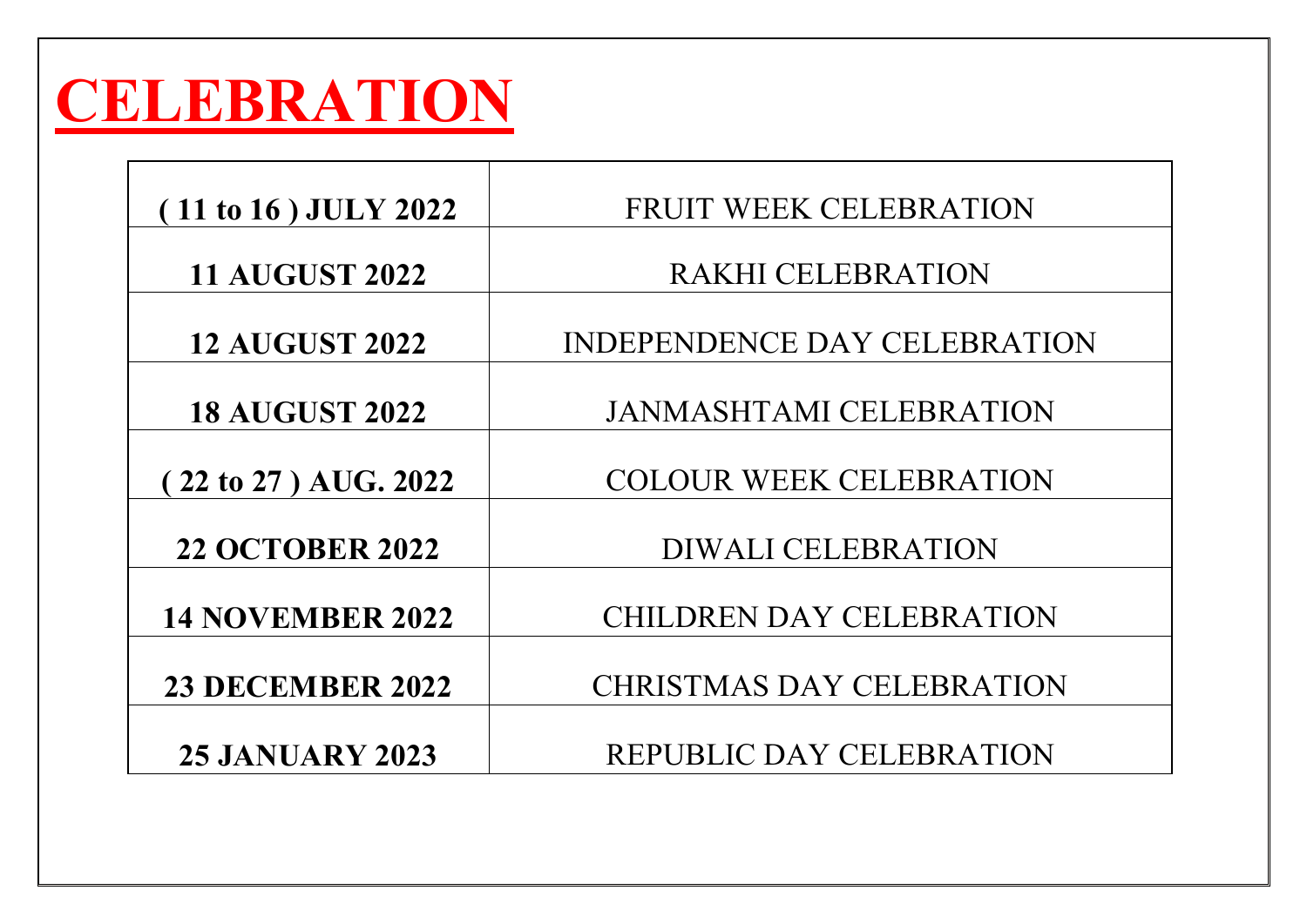# CELEBRATION

| | |
|---|---|
| **( 11 to 16 ) JULY 2022** | FRUIT WEEK CELEBRATION |
| **11 AUGUST 2022** | RAKHI CELEBRATION |
| **12 AUGUST 2022** | INDEPENDENCE DAY CELEBRATION |
| **18 AUGUST 2022** | JANMASHTAMI CELEBRATION |
| **( 22 to 27 ) AUG. 2022** | COLOUR WEEK CELEBRATION |
| **22 OCTOBER 2022** | DIWALI CELEBRATION |
| **14 NOVEMBER 2022** | CHILDREN DAY CELEBRATION |
| **23 DECEMBER 2022** | CHRISTMAS DAY CELEBRATION |
| **25 JANUARY 2023** | REPUBLIC DAY CELEBRATION |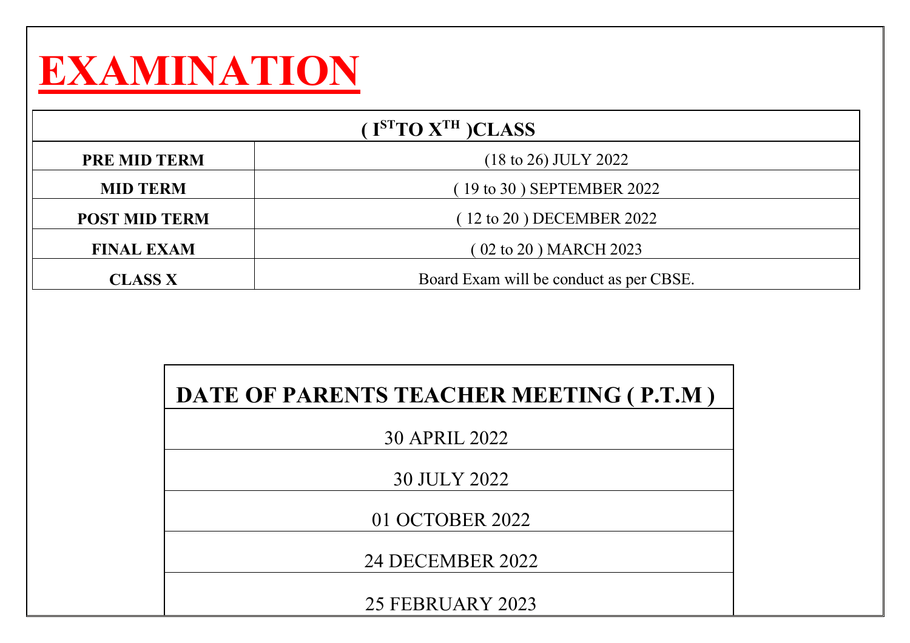# EXAMINATION

| ( I[ST] TO X[TH] ) CLASS | |
|---|---|
| **PRE MID TERM** | (18 to 26) JULY 2022 |
| **MID TERM** | ( 19 to 30 ) SEPTEMBER 2022 |
| **POST MID TERM** | ( 12 to 20 ) DECEMBER 2022 |
| **FINAL EXAM** | ( 02 to 20 ) MARCH 2023 |
| **CLASS X** | Board Exam will be conduct as per CBSE. |

| DATE OF PARENTS TEACHER MEETING ( P.T.M ) |
|---|
| 30 APRIL 2022 |
| 30 JULY 2022 |
| 01 OCTOBER 2022 |
| 24 DECEMBER 2022 |
| 25 FEBRUARY 2023 |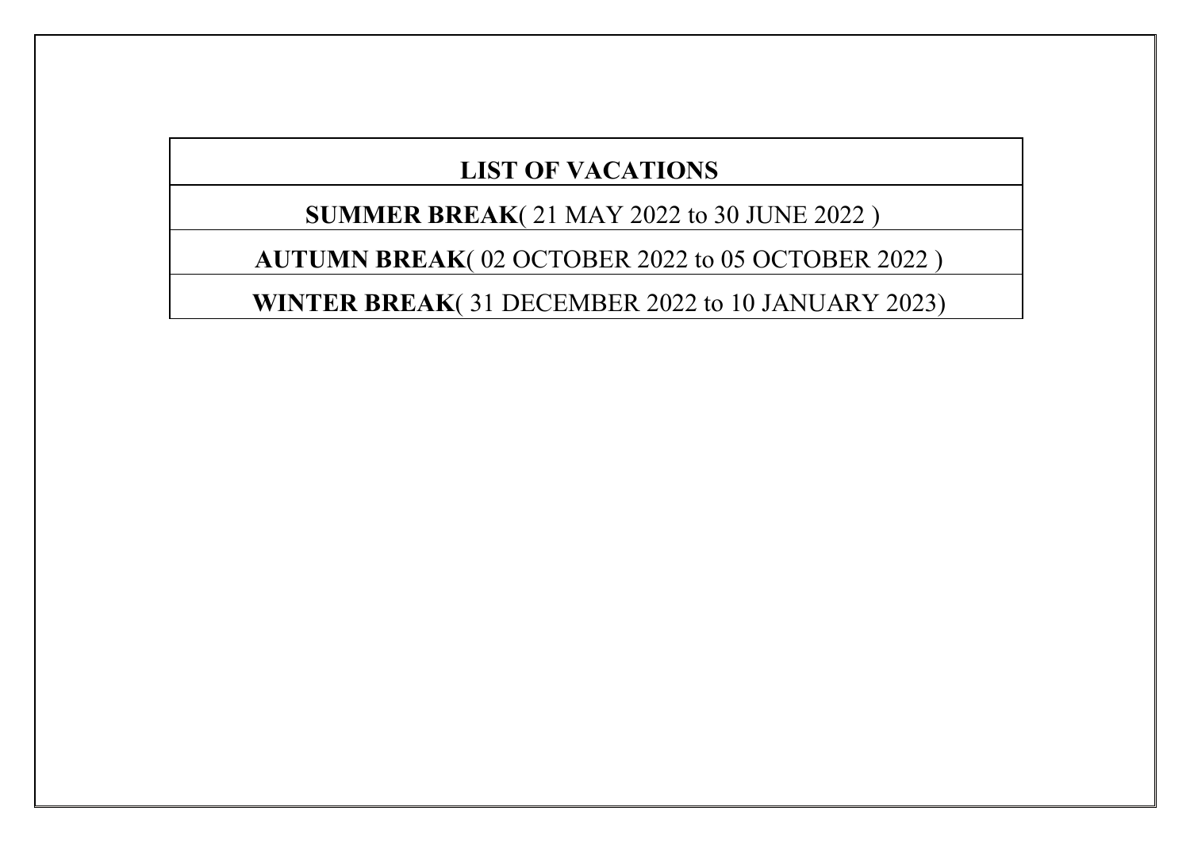| LIST OF VACATIONS |
|---|
| **SUMMER BREAK**( 21 MAY 2022 to 30 JUNE 2022 ) |
| **AUTUMN BREAK**( 02 OCTOBER 2022 to 05 OCTOBER 2022 ) |
| **WINTER BREAK**( 31 DECEMBER 2022 to 10 JANUARY 2023) |